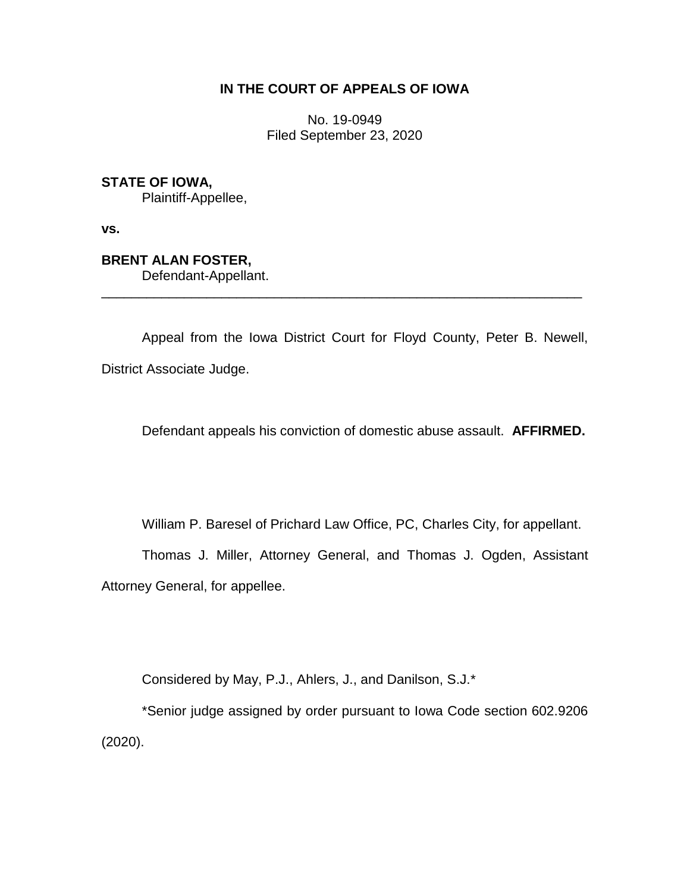**IN THE COURT OF APPEALS OF IOWA**

No. 19-0949
Filed September 23, 2020

**STATE OF IOWA,**
Plaintiff-Appellee,

**vs.**

**BRENT ALAN FOSTER,**
Defendant-Appellant.

---

Appeal from the Iowa District Court for Floyd County, Peter B. Newell, District Associate Judge.

Defendant appeals his conviction of domestic abuse assault. **AFFIRMED.**

William P. Baresel of Prichard Law Office, PC, Charles City, for appellant.

Thomas J. Miller, Attorney General, and Thomas J. Ogden, Assistant Attorney General, for appellee.

Considered by May, P.J., Ahlers, J., and Danilson, S.J.*

*Senior judge assigned by order pursuant to Iowa Code section 602.9206 (2020).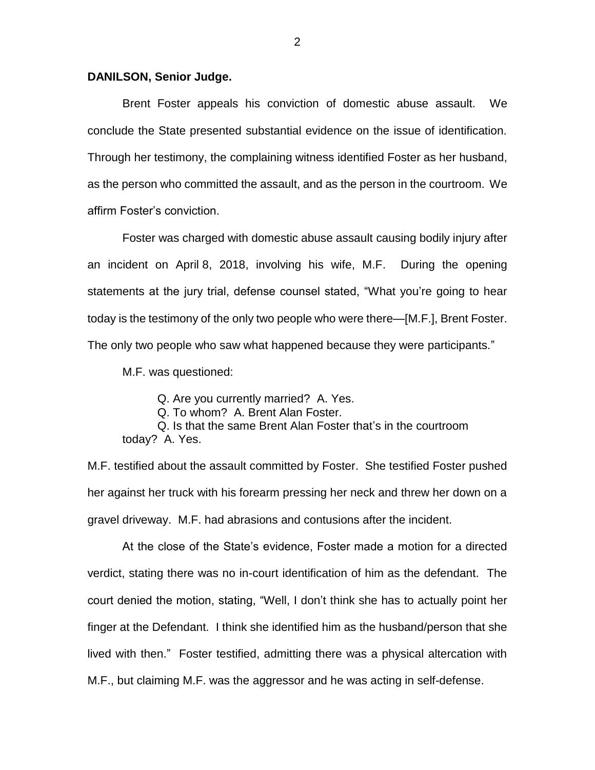**DANILSON, Senior Judge.**

Brent Foster appeals his conviction of domestic abuse assault. We conclude the State presented substantial evidence on the issue of identification. Through her testimony, the complaining witness identified Foster as her husband, as the person who committed the assault, and as the person in the courtroom. We affirm Foster's conviction.

Foster was charged with domestic abuse assault causing bodily injury after an incident on April 8, 2018, involving his wife, M.F. During the opening statements at the jury trial, defense counsel stated, "What you're going to hear today is the testimony of the only two people who were there—[M.F.], Brent Foster. The only two people who saw what happened because they were participants."

M.F. was questioned:

> Q. Are you currently married? A. Yes.
> Q. To whom? A. Brent Alan Foster.
> Q. Is that the same Brent Alan Foster that's in the courtroom today? A. Yes.

M.F. testified about the assault committed by Foster. She testified Foster pushed her against her truck with his forearm pressing her neck and threw her down on a gravel driveway. M.F. had abrasions and contusions after the incident.

At the close of the State's evidence, Foster made a motion for a directed verdict, stating there was no in-court identification of him as the defendant. The court denied the motion, stating, "Well, I don't think she has to actually point her finger at the Defendant. I think she identified him as the husband/person that she lived with then." Foster testified, admitting there was a physical altercation with M.F., but claiming M.F. was the aggressor and he was acting in self-defense.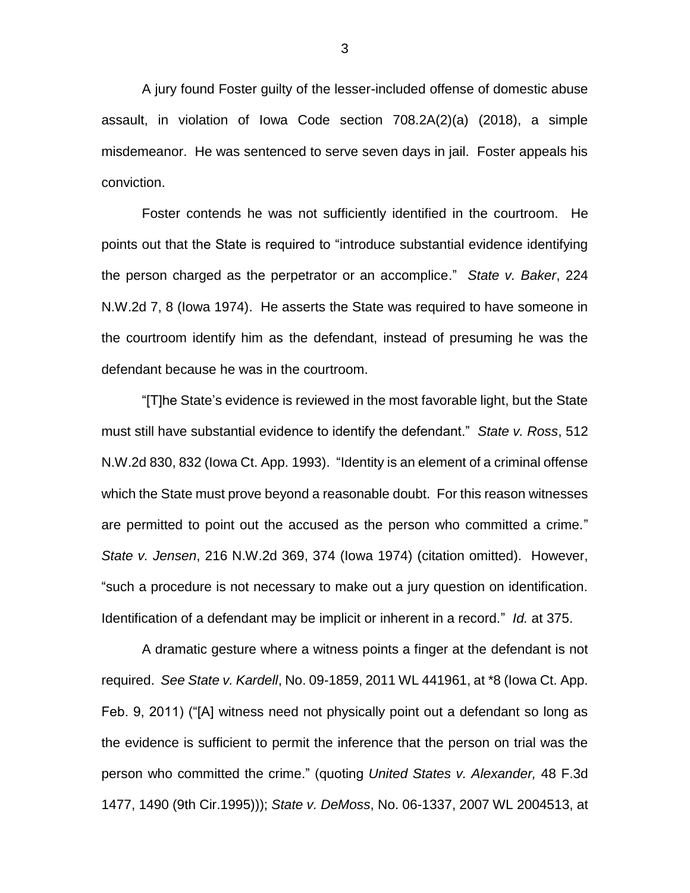A jury found Foster guilty of the lesser-included offense of domestic abuse assault, in violation of Iowa Code section 708.2A(2)(a) (2018), a simple misdemeanor. He was sentenced to serve seven days in jail. Foster appeals his conviction.

Foster contends he was not sufficiently identified in the courtroom. He points out that the State is required to "introduce substantial evidence identifying the person charged as the perpetrator or an accomplice." *State v. Baker*, 224 N.W.2d 7, 8 (Iowa 1974). He asserts the State was required to have someone in the courtroom identify him as the defendant, instead of presuming he was the defendant because he was in the courtroom.

"[T]he State's evidence is reviewed in the most favorable light, but the State must still have substantial evidence to identify the defendant." *State v. Ross*, 512 N.W.2d 830, 832 (Iowa Ct. App. 1993). "Identity is an element of a criminal offense which the State must prove beyond a reasonable doubt. For this reason witnesses are permitted to point out the accused as the person who committed a crime." *State v. Jensen*, 216 N.W.2d 369, 374 (Iowa 1974) (citation omitted). However, "such a procedure is not necessary to make out a jury question on identification. Identification of a defendant may be implicit or inherent in a record." *Id.* at 375.

A dramatic gesture where a witness points a finger at the defendant is not required. *See State v. Kardell*, No. 09-1859, 2011 WL 441961, at *8 (Iowa Ct. App. Feb. 9, 2011) ("[A] witness need not physically point out a defendant so long as the evidence is sufficient to permit the inference that the person on trial was the person who committed the crime." (quoting *United States v. Alexander,* 48 F.3d 1477, 1490 (9th Cir.1995))); *State v. DeMoss*, No. 06-1337, 2007 WL 2004513, at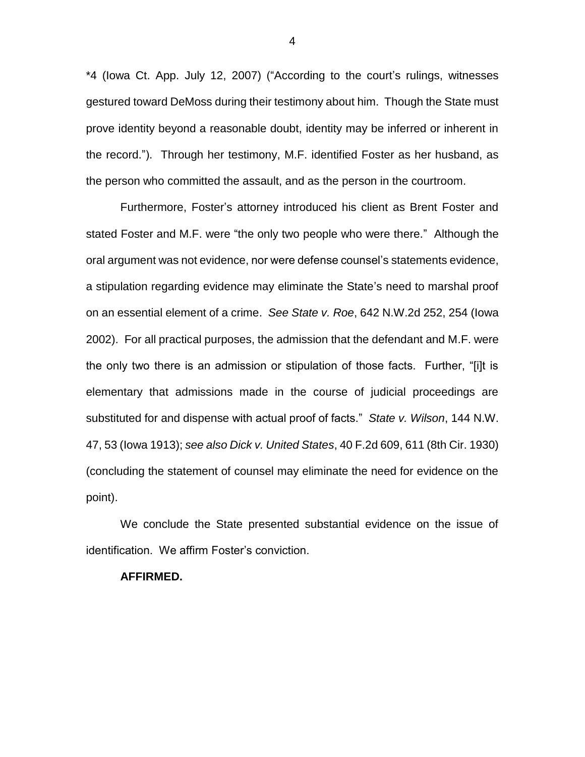*4 (Iowa Ct. App. July 12, 2007) ("According to the court's rulings, witnesses gestured toward DeMoss during their testimony about him. Though the State must prove identity beyond a reasonable doubt, identity may be inferred or inherent in the record."). Through her testimony, M.F. identified Foster as her husband, as the person who committed the assault, and as the person in the courtroom.

Furthermore, Foster's attorney introduced his client as Brent Foster and stated Foster and M.F. were "the only two people who were there." Although the oral argument was not evidence, nor were defense counsel's statements evidence, a stipulation regarding evidence may eliminate the State's need to marshal proof on an essential element of a crime. *See State v. Roe*, 642 N.W.2d 252, 254 (Iowa 2002). For all practical purposes, the admission that the defendant and M.F. were the only two there is an admission or stipulation of those facts. Further, "[i]t is elementary that admissions made in the course of judicial proceedings are substituted for and dispense with actual proof of facts." *State v. Wilson*, 144 N.W. 47, 53 (Iowa 1913); *see also Dick v. United States*, 40 F.2d 609, 611 (8th Cir. 1930) (concluding the statement of counsel may eliminate the need for evidence on the point).

We conclude the State presented substantial evidence on the issue of identification. We affirm Foster's conviction.

**AFFIRMED.**